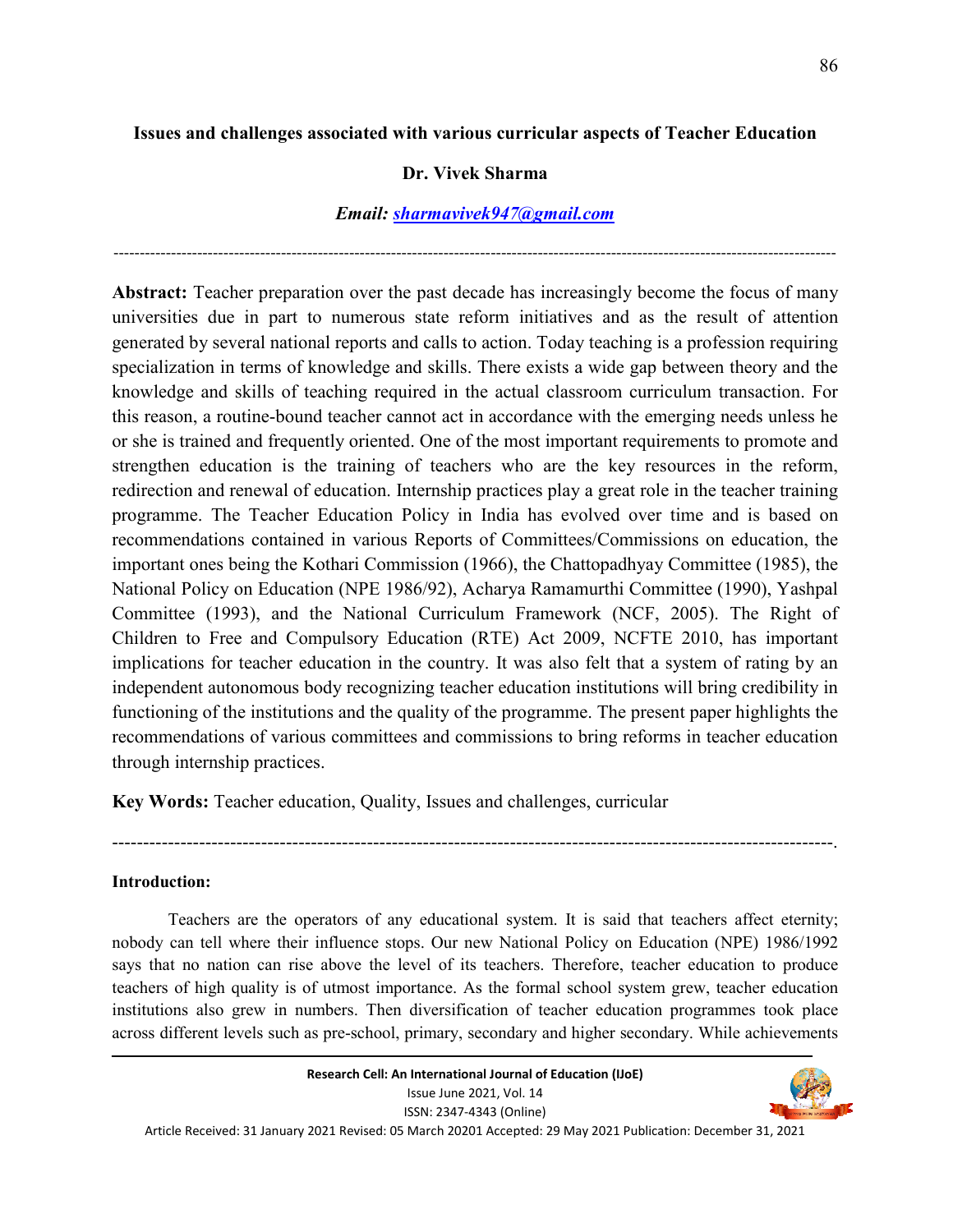# Issues and challenges associated with various curricular aspects of Teacher Education

**Dr. Vivek Sharma**

***Email: sharmavivek947@gmail.com***

---

**Abstract:** Teacher preparation over the past decade has increasingly become the focus of many universities due in part to numerous state reform initiatives and as the result of attention generated by several national reports and calls to action. Today teaching is a profession requiring specialization in terms of knowledge and skills. There exists a wide gap between theory and the knowledge and skills of teaching required in the actual classroom curriculum transaction. For this reason, a routine-bound teacher cannot act in accordance with the emerging needs unless he or she is trained and frequently oriented. One of the most important requirements to promote and strengthen education is the training of teachers who are the key resources in the reform, redirection and renewal of education. Internship practices play a great role in the teacher training programme. The Teacher Education Policy in India has evolved over time and is based on recommendations contained in various Reports of Committees/Commissions on education, the important ones being the Kothari Commission (1966), the Chattopadhyay Committee (1985), the National Policy on Education (NPE 1986/92), Acharya Ramamurthi Committee (1990), Yashpal Committee (1993), and the National Curriculum Framework (NCF, 2005). The Right of Children to Free and Compulsory Education (RTE) Act 2009, NCFTE 2010, has important implications for teacher education in the country. It was also felt that a system of rating by an independent autonomous body recognizing teacher education institutions will bring credibility in functioning of the institutions and the quality of the programme. The present paper highlights the recommendations of various committees and commissions to bring reforms in teacher education through internship practices.

**Key Words:** Teacher education, Quality, Issues and challenges, curricular

---

**Introduction:**

Teachers are the operators of any educational system. It is said that teachers affect eternity; nobody can tell where their influence stops. Our new National Policy on Education (NPE) 1986/1992 says that no nation can rise above the level of its teachers. Therefore, teacher education to produce teachers of high quality is of utmost importance. As the formal school system grew, teacher education institutions also grew in numbers. Then diversification of teacher education programmes took place across different levels such as pre-school, primary, secondary and higher secondary. While achievements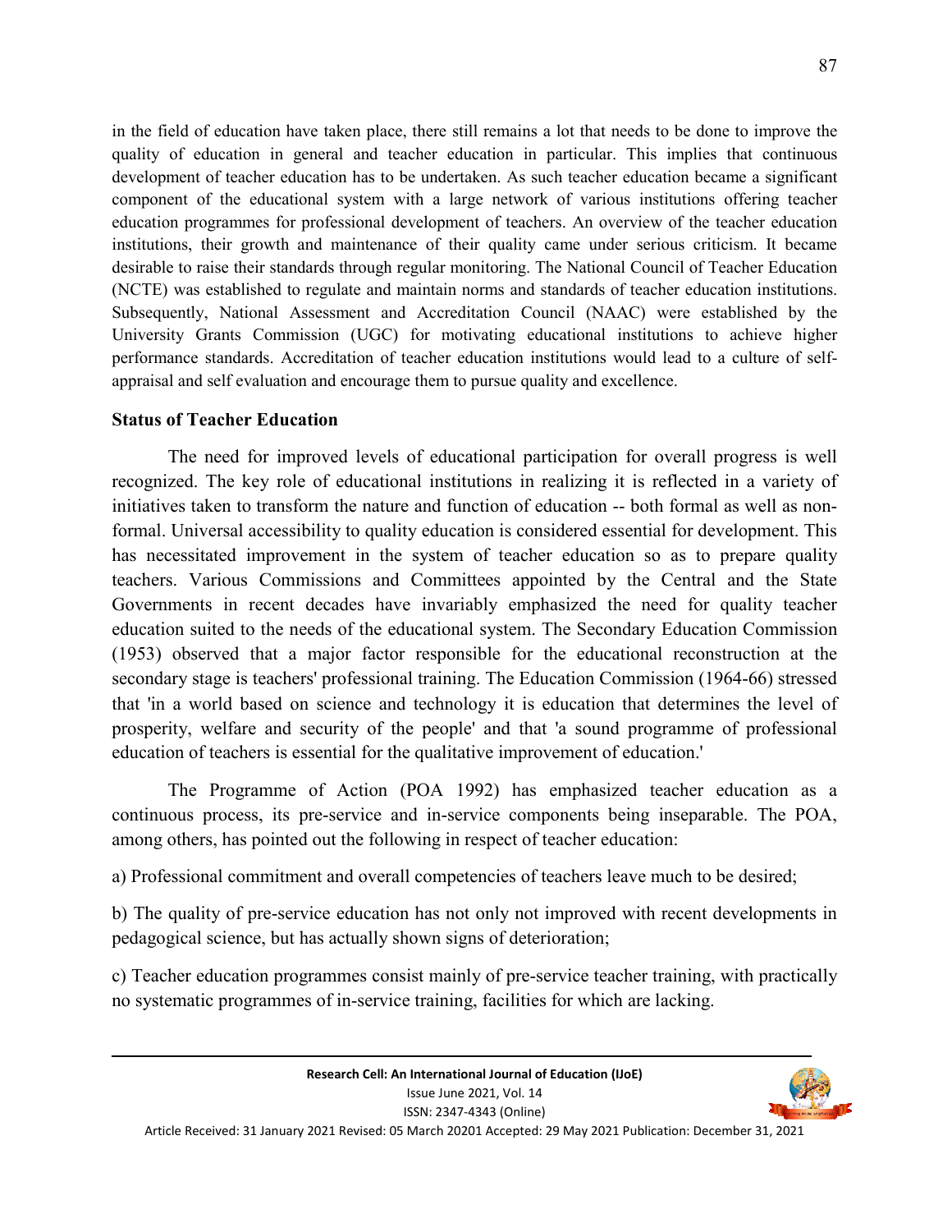in the field of education have taken place, there still remains a lot that needs to be done to improve the quality of education in general and teacher education in particular. This implies that continuous development of teacher education has to be undertaken. As such teacher education became a significant component of the educational system with a large network of various institutions offering teacher education programmes for professional development of teachers. An overview of the teacher education institutions, their growth and maintenance of their quality came under serious criticism. It became desirable to raise their standards through regular monitoring. The National Council of Teacher Education (NCTE) was established to regulate and maintain norms and standards of teacher education institutions. Subsequently, National Assessment and Accreditation Council (NAAC) were established by the University Grants Commission (UGC) for motivating educational institutions to achieve higher performance standards. Accreditation of teacher education institutions would lead to a culture of self-appraisal and self evaluation and encourage them to pursue quality and excellence.

**Status of Teacher Education**

The need for improved levels of educational participation for overall progress is well recognized. The key role of educational institutions in realizing it is reflected in a variety of initiatives taken to transform the nature and function of education -- both formal as well as non-formal. Universal accessibility to quality education is considered essential for development. This has necessitated improvement in the system of teacher education so as to prepare quality teachers. Various Commissions and Committees appointed by the Central and the State Governments in recent decades have invariably emphasized the need for quality teacher education suited to the needs of the educational system. The Secondary Education Commission (1953) observed that a major factor responsible for the educational reconstruction at the secondary stage is teachers' professional training. The Education Commission (1964-66) stressed that 'in a world based on science and technology it is education that determines the level of prosperity, welfare and security of the people' and that 'a sound programme of professional education of teachers is essential for the qualitative improvement of education.'

The Programme of Action (POA 1992) has emphasized teacher education as a continuous process, its pre-service and in-service components being inseparable. The POA, among others, has pointed out the following in respect of teacher education:

a) Professional commitment and overall competencies of teachers leave much to be desired;

b) The quality of pre-service education has not only not improved with recent developments in pedagogical science, but has actually shown signs of deterioration;

c) Teacher education programmes consist mainly of pre-service teacher training, with practically no systematic programmes of in-service training, facilities for which are lacking.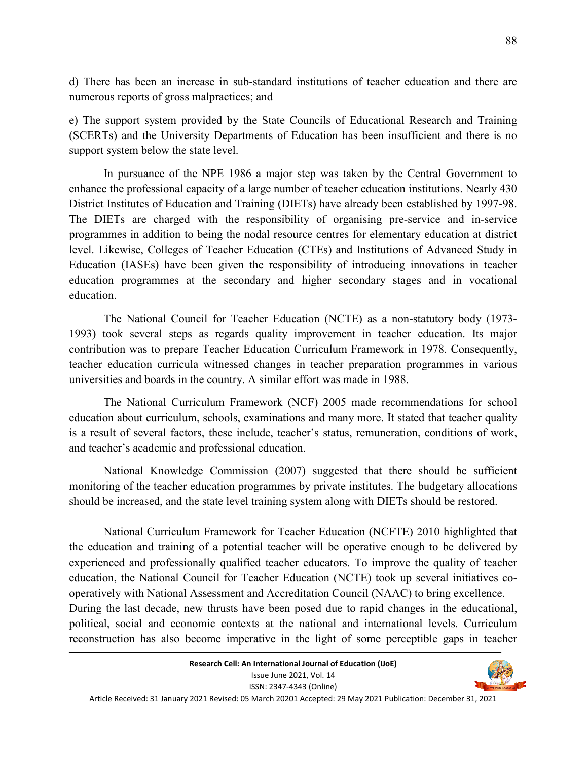d) There has been an increase in sub-standard institutions of teacher education and there are numerous reports of gross malpractices; and

e) The support system provided by the State Councils of Educational Research and Training (SCERTs) and the University Departments of Education has been insufficient and there is no support system below the state level.

In pursuance of the NPE 1986 a major step was taken by the Central Government to enhance the professional capacity of a large number of teacher education institutions. Nearly 430 District Institutes of Education and Training (DIETs) have already been established by 1997-98. The DIETs are charged with the responsibility of organising pre-service and in-service programmes in addition to being the nodal resource centres for elementary education at district level. Likewise, Colleges of Teacher Education (CTEs) and Institutions of Advanced Study in Education (IASEs) have been given the responsibility of introducing innovations in teacher education programmes at the secondary and higher secondary stages and in vocational education.

The National Council for Teacher Education (NCTE) as a non-statutory body (1973-1993) took several steps as regards quality improvement in teacher education. Its major contribution was to prepare Teacher Education Curriculum Framework in 1978. Consequently, teacher education curricula witnessed changes in teacher preparation programmes in various universities and boards in the country. A similar effort was made in 1988.

The National Curriculum Framework (NCF) 2005 made recommendations for school education about curriculum, schools, examinations and many more. It stated that teacher quality is a result of several factors, these include, teacher's status, remuneration, conditions of work, and teacher's academic and professional education.

National Knowledge Commission (2007) suggested that there should be sufficient monitoring of the teacher education programmes by private institutes. The budgetary allocations should be increased, and the state level training system along with DIETs should be restored.

National Curriculum Framework for Teacher Education (NCFTE) 2010 highlighted that the education and training of a potential teacher will be operative enough to be delivered by experienced and professionally qualified teacher educators. To improve the quality of teacher education, the National Council for Teacher Education (NCTE) took up several initiatives co-operatively with National Assessment and Accreditation Council (NAAC) to bring excellence.
During the last decade, new thrusts have been posed due to rapid changes in the educational, political, social and economic contexts at the national and international levels. Curriculum reconstruction has also become imperative in the light of some perceptible gaps in teacher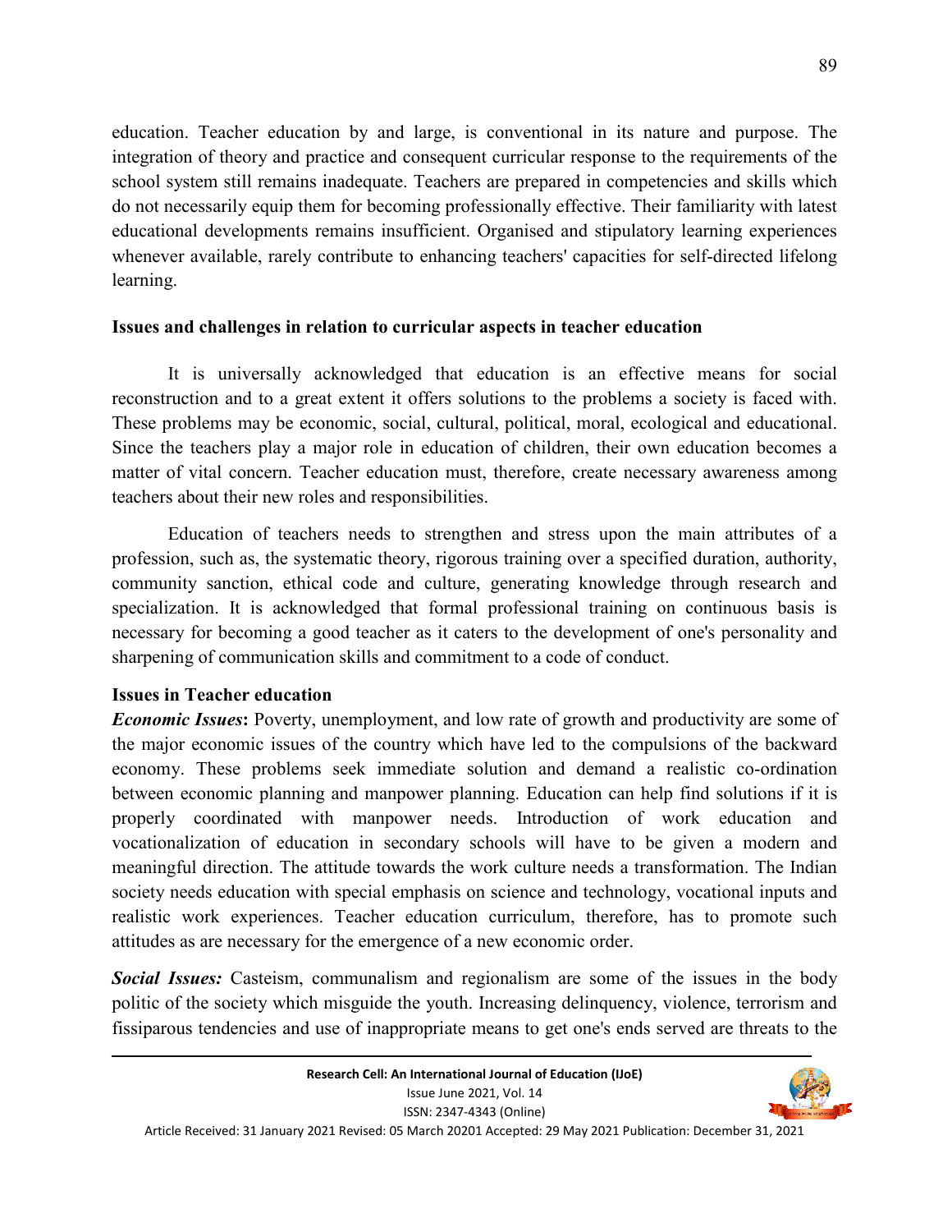education. Teacher education by and large, is conventional in its nature and purpose. The integration of theory and practice and consequent curricular response to the requirements of the school system still remains inadequate. Teachers are prepared in competencies and skills which do not necessarily equip them for becoming professionally effective. Their familiarity with latest educational developments remains insufficient. Organised and stipulatory learning experiences whenever available, rarely contribute to enhancing teachers' capacities for self-directed lifelong learning.

## Issues and challenges in relation to curricular aspects in teacher education

It is universally acknowledged that education is an effective means for social reconstruction and to a great extent it offers solutions to the problems a society is faced with. These problems may be economic, social, cultural, political, moral, ecological and educational. Since the teachers play a major role in education of children, their own education becomes a matter of vital concern. Teacher education must, therefore, create necessary awareness among teachers about their new roles and responsibilities.

Education of teachers needs to strengthen and stress upon the main attributes of a profession, such as, the systematic theory, rigorous training over a specified duration, authority, community sanction, ethical code and culture, generating knowledge through research and specialization. It is acknowledged that formal professional training on continuous basis is necessary for becoming a good teacher as it caters to the development of one's personality and sharpening of communication skills and commitment to a code of conduct.

## Issues in Teacher education

***Economic Issues*:** Poverty, unemployment, and low rate of growth and productivity are some of the major economic issues of the country which have led to the compulsions of the backward economy. These problems seek immediate solution and demand a realistic co-ordination between economic planning and manpower planning. Education can help find solutions if it is properly coordinated with manpower needs. Introduction of work education and vocationalization of education in secondary schools will have to be given a modern and meaningful direction. The attitude towards the work culture needs a transformation. The Indian society needs education with special emphasis on science and technology, vocational inputs and realistic work experiences. Teacher education curriculum, therefore, has to promote such attitudes as are necessary for the emergence of a new economic order.

***Social Issues:*** Casteism, communalism and regionalism are some of the issues in the body politic of the society which misguide the youth. Increasing delinquency, violence, terrorism and fissiparous tendencies and use of inappropriate means to get one's ends served are threats to the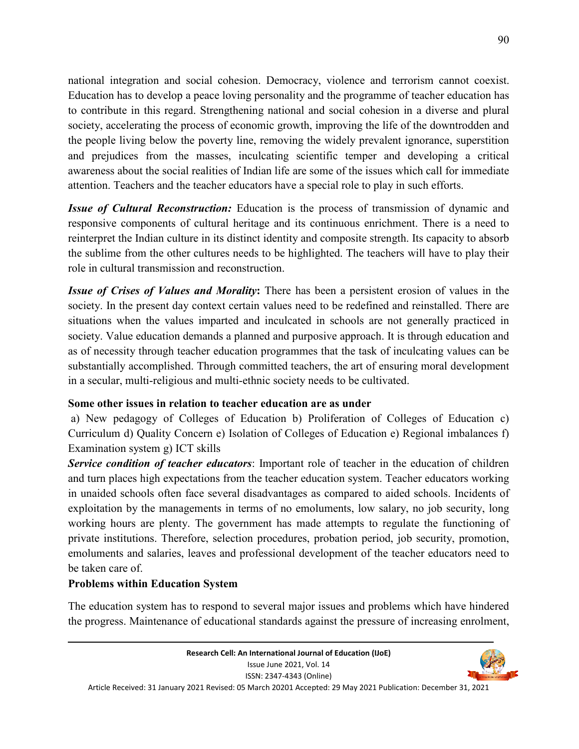national integration and social cohesion. Democracy, violence and terrorism cannot coexist. Education has to develop a peace loving personality and the programme of teacher education has to contribute in this regard. Strengthening national and social cohesion in a diverse and plural society, accelerating the process of economic growth, improving the life of the downtrodden and the people living below the poverty line, removing the widely prevalent ignorance, superstition and prejudices from the masses, inculcating scientific temper and developing a critical awareness about the social realities of Indian life are some of the issues which call for immediate attention. Teachers and the teacher educators have a special role to play in such efforts.

***Issue of Cultural Reconstruction:*** Education is the process of transmission of dynamic and responsive components of cultural heritage and its continuous enrichment. There is a need to reinterpret the Indian culture in its distinct identity and composite strength. Its capacity to absorb the sublime from the other cultures needs to be highlighted. The teachers will have to play their role in cultural transmission and reconstruction.

***Issue of Crises of Values and Morality*****:** There has been a persistent erosion of values in the society. In the present day context certain values need to be redefined and reinstalled. There are situations when the values imparted and inculcated in schools are not generally practiced in society. Value education demands a planned and purposive approach. It is through education and as of necessity through teacher education programmes that the task of inculcating values can be substantially accomplished. Through committed teachers, the art of ensuring moral development in a secular, multi-religious and multi-ethnic society needs to be cultivated.

**Some other issues in relation to teacher education are as under**

a) New pedagogy of Colleges of Education b) Proliferation of Colleges of Education c) Curriculum d) Quality Concern e) Isolation of Colleges of Education e) Regional imbalances f) Examination system g) ICT skills

***Service condition of teacher educators***: Important role of teacher in the education of children and turn places high expectations from the teacher education system. Teacher educators working in unaided schools often face several disadvantages as compared to aided schools. Incidents of exploitation by the managements in terms of no emoluments, low salary, no job security, long working hours are plenty. The government has made attempts to regulate the functioning of private institutions. Therefore, selection procedures, probation period, job security, promotion, emoluments and salaries, leaves and professional development of the teacher educators need to be taken care of.

**Problems within Education System**

The education system has to respond to several major issues and problems which have hindered the progress. Maintenance of educational standards against the pressure of increasing enrolment,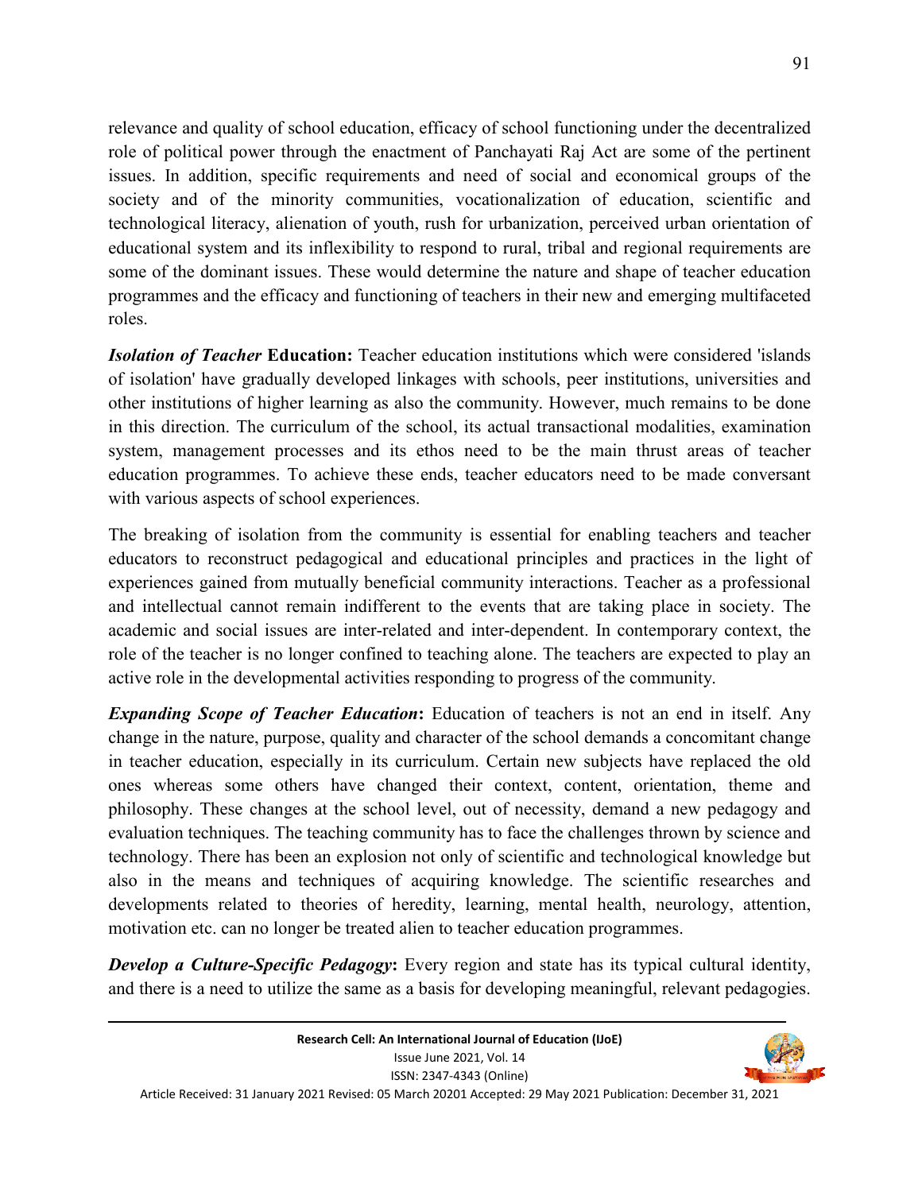relevance and quality of school education, efficacy of school functioning under the decentralized role of political power through the enactment of Panchayati Raj Act are some of the pertinent issues. In addition, specific requirements and need of social and economical groups of the society and of the minority communities, vocationalization of education, scientific and technological literacy, alienation of youth, rush for urbanization, perceived urban orientation of educational system and its inflexibility to respond to rural, tribal and regional requirements are some of the dominant issues. These would determine the nature and shape of teacher education programmes and the efficacy and functioning of teachers in their new and emerging multifaceted roles.

***Isolation of Teacher* Education:** Teacher education institutions which were considered 'islands of isolation' have gradually developed linkages with schools, peer institutions, universities and other institutions of higher learning as also the community. However, much remains to be done in this direction. The curriculum of the school, its actual transactional modalities, examination system, management processes and its ethos need to be the main thrust areas of teacher education programmes. To achieve these ends, teacher educators need to be made conversant with various aspects of school experiences.

The breaking of isolation from the community is essential for enabling teachers and teacher educators to reconstruct pedagogical and educational principles and practices in the light of experiences gained from mutually beneficial community interactions. Teacher as a professional and intellectual cannot remain indifferent to the events that are taking place in society. The academic and social issues are inter-related and inter-dependent. In contemporary context, the role of the teacher is no longer confined to teaching alone. The teachers are expected to play an active role in the developmental activities responding to progress of the community.

***Expanding Scope of Teacher Education*:** Education of teachers is not an end in itself. Any change in the nature, purpose, quality and character of the school demands a concomitant change in teacher education, especially in its curriculum. Certain new subjects have replaced the old ones whereas some others have changed their context, content, orientation, theme and philosophy. These changes at the school level, out of necessity, demand a new pedagogy and evaluation techniques. The teaching community has to face the challenges thrown by science and technology. There has been an explosion not only of scientific and technological knowledge but also in the means and techniques of acquiring knowledge. The scientific researches and developments related to theories of heredity, learning, mental health, neurology, attention, motivation etc. can no longer be treated alien to teacher education programmes.

***Develop a Culture-Specific Pedagogy*:** Every region and state has its typical cultural identity, and there is a need to utilize the same as a basis for developing meaningful, relevant pedagogies.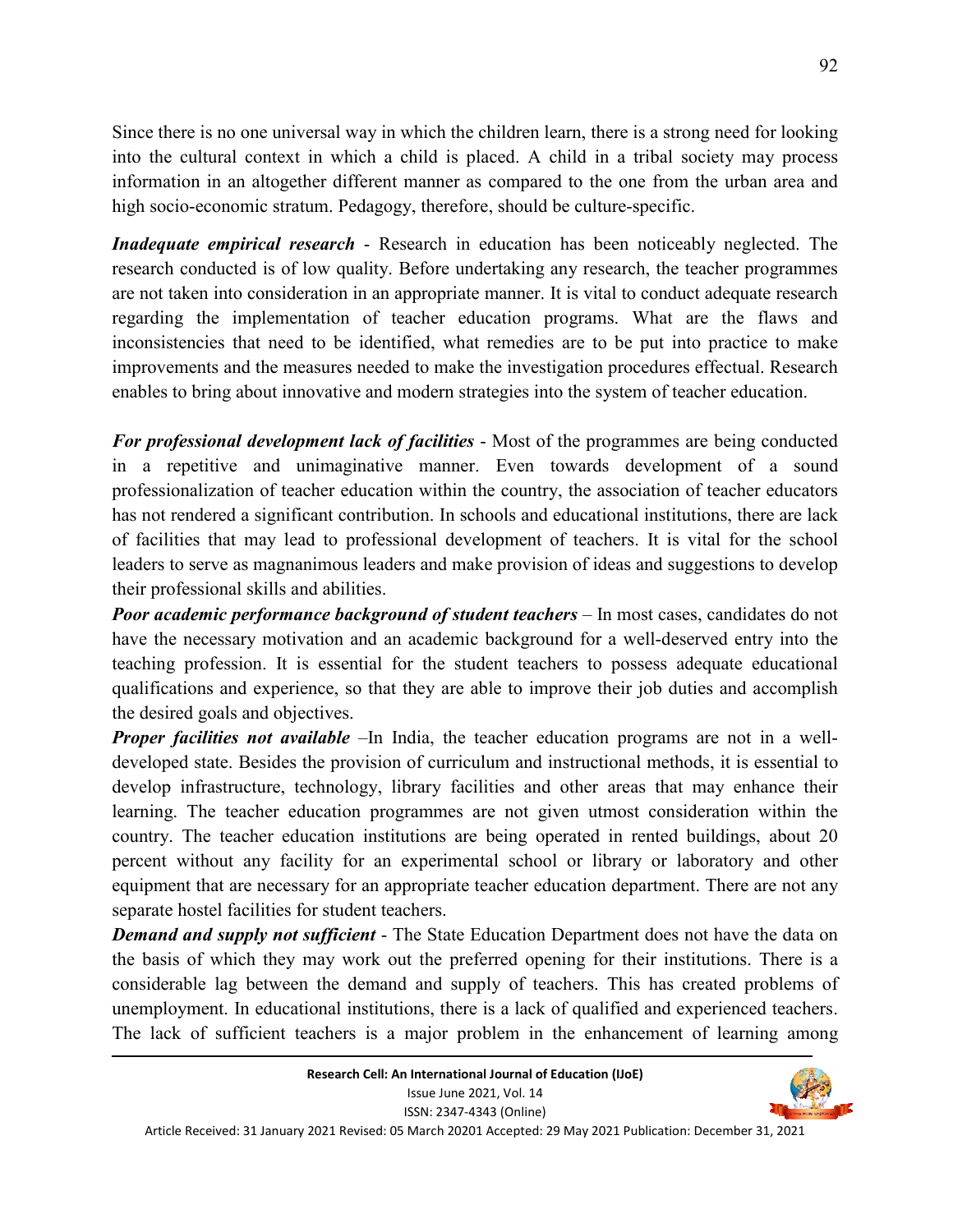Since there is no one universal way in which the children learn, there is a strong need for looking into the cultural context in which a child is placed. A child in a tribal society may process information in an altogether different manner as compared to the one from the urban area and high socio-economic stratum. Pedagogy, therefore, should be culture-specific.

***Inadequate empirical research*** - Research in education has been noticeably neglected. The research conducted is of low quality. Before undertaking any research, the teacher programmes are not taken into consideration in an appropriate manner. It is vital to conduct adequate research regarding the implementation of teacher education programs. What are the flaws and inconsistencies that need to be identified, what remedies are to be put into practice to make improvements and the measures needed to make the investigation procedures effectual. Research enables to bring about innovative and modern strategies into the system of teacher education.

***For professional development lack of facilities*** - Most of the programmes are being conducted in a repetitive and unimaginative manner. Even towards development of a sound professionalization of teacher education within the country, the association of teacher educators has not rendered a significant contribution. In schools and educational institutions, there are lack of facilities that may lead to professional development of teachers. It is vital for the school leaders to serve as magnanimous leaders and make provision of ideas and suggestions to develop their professional skills and abilities.

***Poor academic performance background of student teachers*** – In most cases, candidates do not have the necessary motivation and an academic background for a well-deserved entry into the teaching profession. It is essential for the student teachers to possess adequate educational qualifications and experience, so that they are able to improve their job duties and accomplish the desired goals and objectives.

***Proper facilities not available*** –In India, the teacher education programs are not in a well-developed state. Besides the provision of curriculum and instructional methods, it is essential to develop infrastructure, technology, library facilities and other areas that may enhance their learning. The teacher education programmes are not given utmost consideration within the country. The teacher education institutions are being operated in rented buildings, about 20 percent without any facility for an experimental school or library or laboratory and other equipment that are necessary for an appropriate teacher education department. There are not any separate hostel facilities for student teachers.

***Demand and supply not sufficient*** - The State Education Department does not have the data on the basis of which they may work out the preferred opening for their institutions. There is a considerable lag between the demand and supply of teachers. This has created problems of unemployment. In educational institutions, there is a lack of qualified and experienced teachers. The lack of sufficient teachers is a major problem in the enhancement of learning among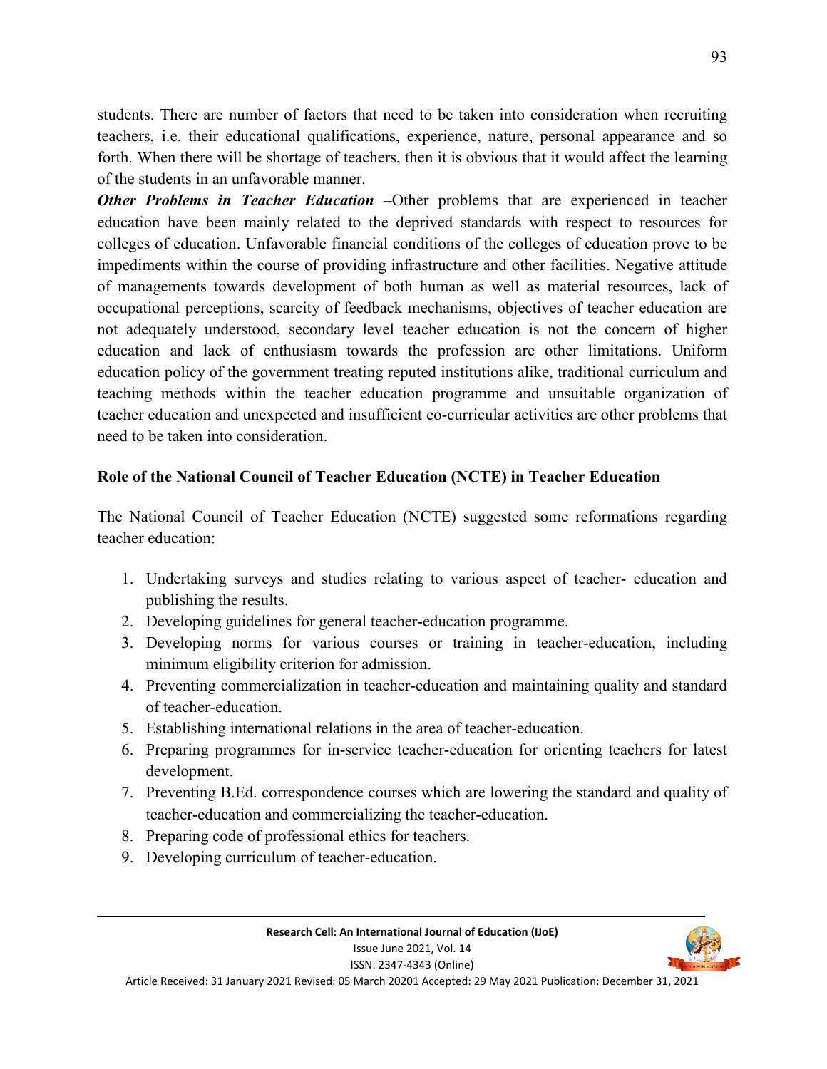students. There are number of factors that need to be taken into consideration when recruiting teachers, i.e. their educational qualifications, experience, nature, personal appearance and so forth. When there will be shortage of teachers, then it is obvious that it would affect the learning of the students in an unfavorable manner.

***Other Problems in Teacher Education*** –Other problems that are experienced in teacher education have been mainly related to the deprived standards with respect to resources for colleges of education. Unfavorable financial conditions of the colleges of education prove to be impediments within the course of providing infrastructure and other facilities. Negative attitude of managements towards development of both human as well as material resources, lack of occupational perceptions, scarcity of feedback mechanisms, objectives of teacher education are not adequately understood, secondary level teacher education is not the concern of higher education and lack of enthusiasm towards the profession are other limitations. Uniform education policy of the government treating reputed institutions alike, traditional curriculum and teaching methods within the teacher education programme and unsuitable organization of teacher education and unexpected and insufficient co-curricular activities are other problems that need to be taken into consideration.

## Role of the National Council of Teacher Education (NCTE) in Teacher Education

The National Council of Teacher Education (NCTE) suggested some reformations regarding teacher education:

1. Undertaking surveys and studies relating to various aspect of teacher- education and publishing the results.
2. Developing guidelines for general teacher-education programme.
3. Developing norms for various courses or training in teacher-education, including minimum eligibility criterion for admission.
4. Preventing commercialization in teacher-education and maintaining quality and standard of teacher-education.
5. Establishing international relations in the area of teacher-education.
6. Preparing programmes for in-service teacher-education for orienting teachers for latest development.
7. Preventing B.Ed. correspondence courses which are lowering the standard and quality of teacher-education and commercializing the teacher-education.
8. Preparing code of professional ethics for teachers.
9. Developing curriculum of teacher-education.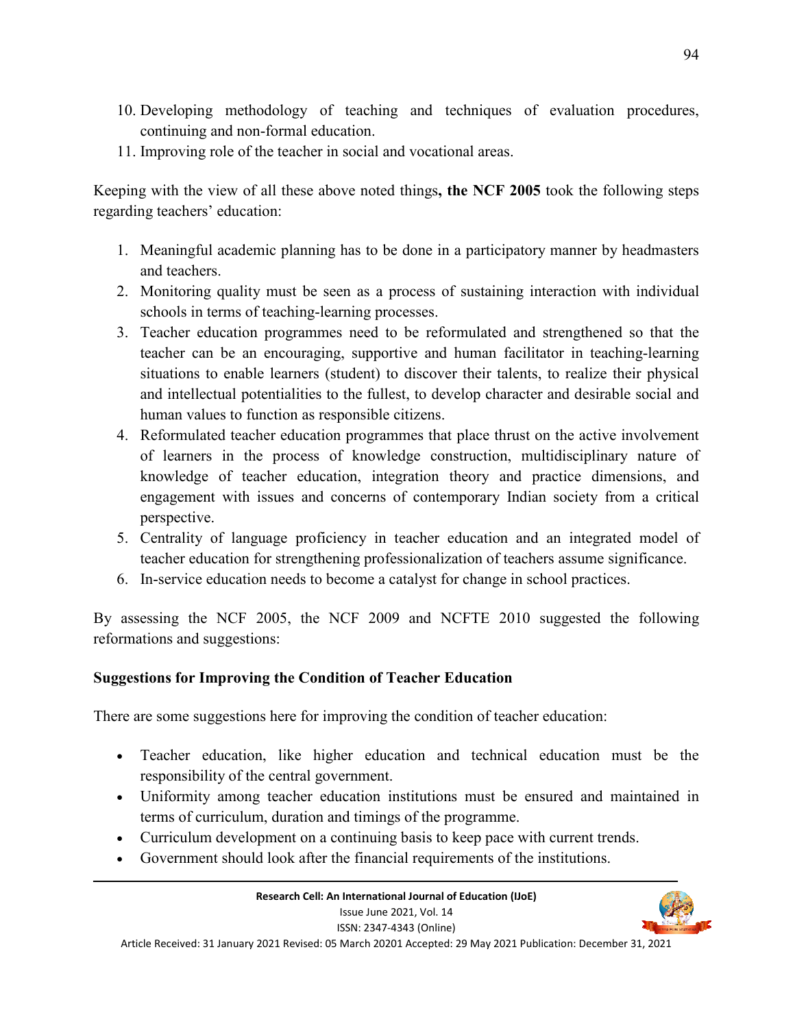10. Developing methodology of teaching and techniques of evaluation procedures, continuing and non-formal education.
11. Improving role of the teacher in social and vocational areas.

Keeping with the view of all these above noted things**, the NCF 2005** took the following steps regarding teachers' education:

1. Meaningful academic planning has to be done in a participatory manner by headmasters and teachers.
2. Monitoring quality must be seen as a process of sustaining interaction with individual schools in terms of teaching-learning processes.
3. Teacher education programmes need to be reformulated and strengthened so that the teacher can be an encouraging, supportive and human facilitator in teaching-learning situations to enable learners (student) to discover their talents, to realize their physical and intellectual potentialities to the fullest, to develop character and desirable social and human values to function as responsible citizens.
4. Reformulated teacher education programmes that place thrust on the active involvement of learners in the process of knowledge construction, multidisciplinary nature of knowledge of teacher education, integration theory and practice dimensions, and engagement with issues and concerns of contemporary Indian society from a critical perspective.
5. Centrality of language proficiency in teacher education and an integrated model of teacher education for strengthening professionalization of teachers assume significance.
6. In-service education needs to become a catalyst for change in school practices.

By assessing the NCF 2005, the NCF 2009 and NCFTE 2010 suggested the following reformations and suggestions:

### Suggestions for Improving the Condition of Teacher Education

There are some suggestions here for improving the condition of teacher education:

- Teacher education, like higher education and technical education must be the responsibility of the central government.
- Uniformity among teacher education institutions must be ensured and maintained in terms of curriculum, duration and timings of the programme.
- Curriculum development on a continuing basis to keep pace with current trends.
- Government should look after the financial requirements of the institutions.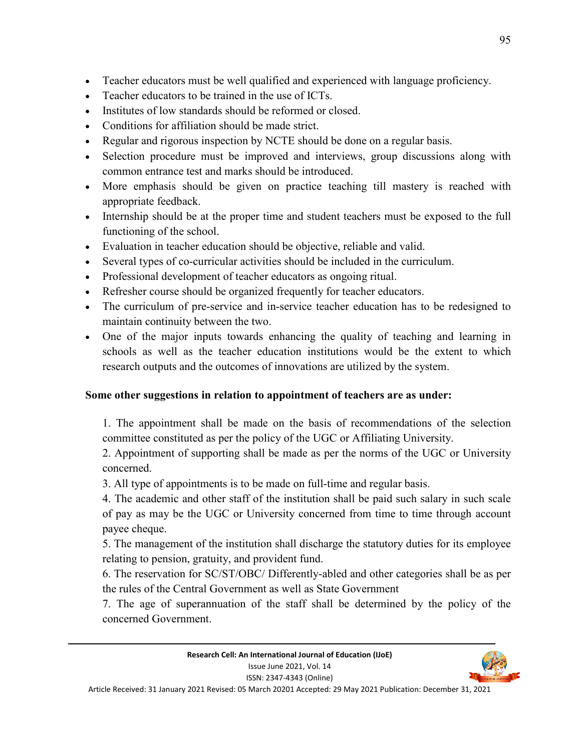- Teacher educators must be well qualified and experienced with language proficiency.
- Teacher educators to be trained in the use of ICTs.
- Institutes of low standards should be reformed or closed.
- Conditions for affiliation should be made strict.
- Regular and rigorous inspection by NCTE should be done on a regular basis.
- Selection procedure must be improved and interviews, group discussions along with common entrance test and marks should be introduced.
- More emphasis should be given on practice teaching till mastery is reached with appropriate feedback.
- Internship should be at the proper time and student teachers must be exposed to the full functioning of the school.
- Evaluation in teacher education should be objective, reliable and valid.
- Several types of co-curricular activities should be included in the curriculum.
- Professional development of teacher educators as ongoing ritual.
- Refresher course should be organized frequently for teacher educators.
- The curriculum of pre-service and in-service teacher education has to be redesigned to maintain continuity between the two.
- One of the major inputs towards enhancing the quality of teaching and learning in schools as well as the teacher education institutions would be the extent to which research outputs and the outcomes of innovations are utilized by the system.

**Some other suggestions in relation to appointment of teachers are as under:**

1. The appointment shall be made on the basis of recommendations of the selection committee constituted as per the policy of the UGC or Affiliating University.
2. Appointment of supporting shall be made as per the norms of the UGC or University concerned.
3. All type of appointments is to be made on full-time and regular basis.
4. The academic and other staff of the institution shall be paid such salary in such scale of pay as may be the UGC or University concerned from time to time through account payee cheque.
5. The management of the institution shall discharge the statutory duties for its employee relating to pension, gratuity, and provident fund.
6. The reservation for SC/ST/OBC/ Differently-abled and other categories shall be as per the rules of the Central Government as well as State Government
7. The age of superannuation of the staff shall be determined by the policy of the concerned Government.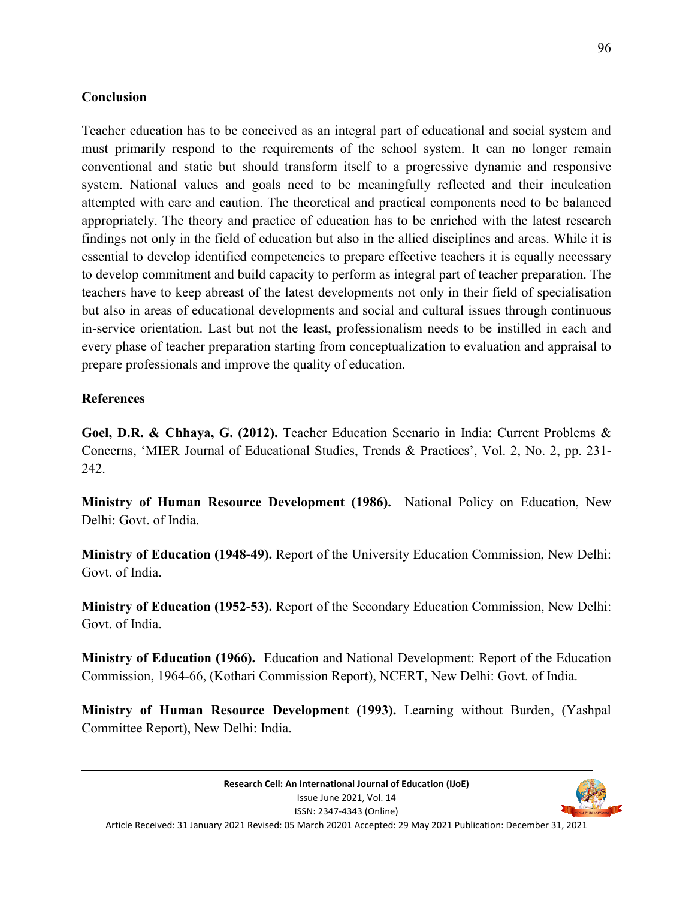## Conclusion

Teacher education has to be conceived as an integral part of educational and social system and must primarily respond to the requirements of the school system. It can no longer remain conventional and static but should transform itself to a progressive dynamic and responsive system. National values and goals need to be meaningfully reflected and their inculcation attempted with care and caution. The theoretical and practical components need to be balanced appropriately. The theory and practice of education has to be enriched with the latest research findings not only in the field of education but also in the allied disciplines and areas. While it is essential to develop identified competencies to prepare effective teachers it is equally necessary to develop commitment and build capacity to perform as integral part of teacher preparation. The teachers have to keep abreast of the latest developments not only in their field of specialisation but also in areas of educational developments and social and cultural issues through continuous in-service orientation. Last but not the least, professionalism needs to be instilled in each and every phase of teacher preparation starting from conceptualization to evaluation and appraisal to prepare professionals and improve the quality of education.

## References

**Goel, D.R. & Chhaya, G. (2012).** Teacher Education Scenario in India: Current Problems & Concerns, 'MIER Journal of Educational Studies, Trends & Practices', Vol. 2, No. 2, pp. 231-242.

**Ministry of Human Resource Development (1986).** National Policy on Education, New Delhi: Govt. of India.

**Ministry of Education (1948-49).** Report of the University Education Commission, New Delhi: Govt. of India.

**Ministry of Education (1952-53).** Report of the Secondary Education Commission, New Delhi: Govt. of India.

**Ministry of Education (1966).** Education and National Development: Report of the Education Commission, 1964-66, (Kothari Commission Report), NCERT, New Delhi: Govt. of India.

**Ministry of Human Resource Development (1993).** Learning without Burden, (Yashpal Committee Report), New Delhi: India.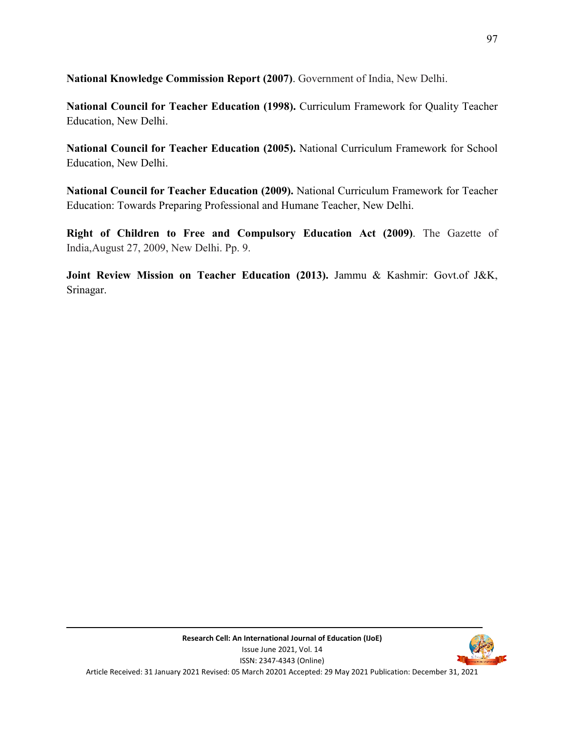**National Knowledge Commission Report (2007)**. Government of India, New Delhi.

**National Council for Teacher Education (1998).** Curriculum Framework for Quality Teacher Education, New Delhi.

**National Council for Teacher Education (2005).** National Curriculum Framework for School Education, New Delhi.

**National Council for Teacher Education (2009).** National Curriculum Framework for Teacher Education: Towards Preparing Professional and Humane Teacher, New Delhi.

**Right of Children to Free and Compulsory Education Act (2009)**. The Gazette of India,August 27, 2009, New Delhi. Pp. 9.

**Joint Review Mission on Teacher Education (2013).** Jammu & Kashmir: Govt.of J&K, Srinagar.